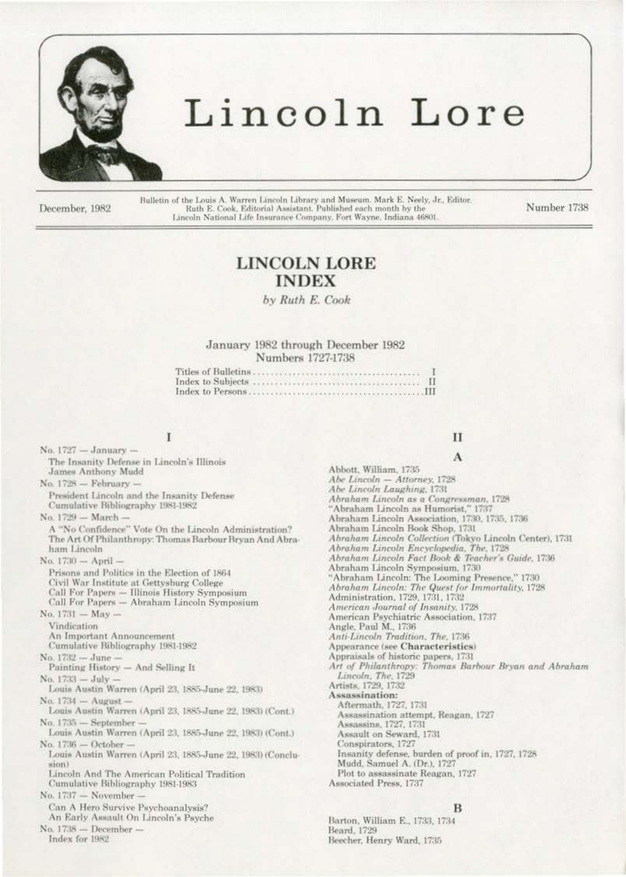# Lincoln Lore

December, 1982

Bulletin of the Louis A. Warren Lincoln Library and Museum. Mark E. Neely, Jr., Editor. Ruth E. Cook, Editorial Assistant. Published each month by the Lincoln National Life Insurance Company, Fort Wayne, Indiana 46801.

Number 1738

## LINCOLN LORE INDEX

*by Ruth E. Cook*

January 1982 through December 1982
Numbers 1727-1738

Titles of Bulletins .......................................... I
Index to Subjects .......................................... II
Index to Persons ..........................................III

### I

No. 1727 — January —
The Insanity Defense in Lincoln's Illinois
James Anthony Mudd

No. 1728 — February —
President Lincoln and the Insanity Defense
Cumulative Bibliography 1981-1982

No. 1729 — March —
A "No Confidence" Vote On the Lincoln Administration?
The Art Of Philanthropy: Thomas Barbour Bryan And Abraham Lincoln

No. 1730 — April —
Prisons and Politics in the Election of 1864
Civil War Institute at Gettysburg College
Call For Papers — Illinois History Symposium
Call For Papers — Abraham Lincoln Symposium

No. 1731 — May —
Vindication
An Important Announcement
Cumulative Bibliography 1981-1982

No. 1732 — June —
Painting History — And Selling It

No. 1733 — July —
Louis Austin Warren (April 23, 1885-June 22, 1983)

No. 1734 — August —
Louis Austin Warren (April 23, 1885-June 22, 1983) (Cont.)

No. 1735 — September —
Louis Austin Warren (April 23, 1885-June 22, 1983) (Cont.)

No. 1736 — October —
Louis Austin Warren (April 23, 1885-June 22, 1983) (Conclusion)
Lincoln And The American Political Tradition
Cumulative Bibliography 1981-1983

No. 1737 — November —
Can A Hero Survive Psychoanalysis?
An Early Assault On Lincoln's Psyche

No. 1738 — December —
Index for 1982

### II

#### A

Abbott, William, 1735
*Abe Lincoln — Attorney*, 1728
*Abe Lincoln Laughing*, 1731
*Abraham Lincoln as a Congressman*, 1728
"Abraham Lincoln as Humorist," 1737
Abraham Lincoln Association, 1730, 1735, 1736
Abraham Lincoln Book Shop, 1731
*Abraham Lincoln Collection* (Tokyo Lincoln Center), 1731
*Abraham Lincoln Encyclopedia, The*, 1728
*Abraham Lincoln Fact Book & Teacher's Guide*, 1736
Abraham Lincoln Symposium, 1730
"Abraham Lincoln: The Looming Presence," 1730
*Abraham Lincoln: The Quest for Immortality*, 1728
Administration, 1729, 1731, 1732
*American Journal of Insanity*, 1728
American Psychiatric Association, 1737
Angle, Paul M., 1736
*Anti-Lincoln Tradition, The*, 1736
Appearance (see **Characteristics**)
Appraisals of historic papers, 1731
*Art of Philanthropy: Thomas Barbour Bryan and Abraham Lincoln, The*, 1729
Artists, 1729, 1732
**Assassination:**
Aftermath, 1727, 1731
Assassination attempt, Reagan, 1727
Assassins, 1727, 1731
Assault on Seward, 1731
Conspirators, 1727
Insanity defense, burden of proof in, 1727, 1728
Mudd, Samuel A. (Dr.), 1727
Plot to assassinate Reagan, 1727
Associated Press, 1737

#### B

Barton, William E., 1733, 1734
Beard, 1729
Beecher, Henry Ward, 1735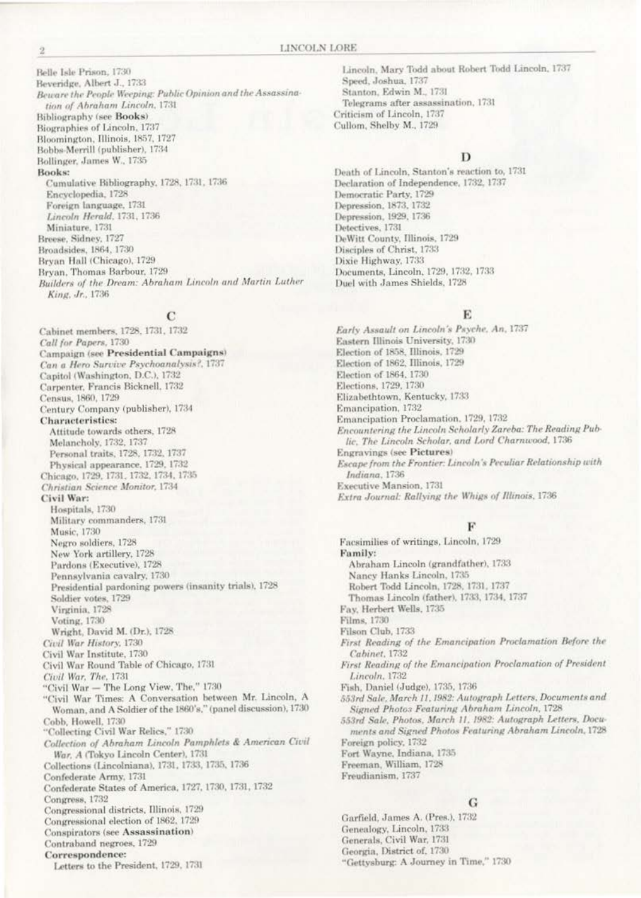Belle Isle Prison, 1730
Beveridge, Albert J., 1733
*Beware the People Weeping: Public Opinion and the Assassination of Abraham Lincoln*, 1731
Bibliography (see **Books**)
Biographies of Lincoln, 1737
Bloomington, Illinois, 1857, 1727
Bobbs-Merrill (publisher), 1734
Bollinger, James W., 1735
**Books:**
  Cumulative Bibliography, 1728, 1731, 1736
  Encyclopedia, 1728
  Foreign language, 1731
  *Lincoln Herald*, 1731, 1736
  Miniature, 1731
Breese, Sidney, 1727
Broadsides, 1864, 1730
Bryan Hall (Chicago), 1729
Bryan, Thomas Barbour, 1729
*Builders of the Dream: Abraham Lincoln and Martin Luther King, Jr.*, 1736

## C

Cabinet members, 1728, 1731, 1732
*Call for Papers*, 1730
Campaign (see **Presidential Campaigns**)
*Can a Hero Survive Psychoanalysis?*, 1737
Capitol (Washington, D.C.), 1732
Carpenter, Francis Bicknell, 1732
Census, 1860, 1729
Century Company (publisher), 1734
**Characteristics:**
  Attitude towards others, 1728
  Melancholy, 1732, 1737
  Personal traits, 1728, 1732, 1737
  Physical appearance, 1729, 1732
Chicago, 1729, 1731, 1732, 1734, 1735
*Christian Science Monitor*, 1734
**Civil War:**
  Hospitals, 1730
  Military commanders, 1731
  Music, 1730
  Negro soldiers, 1728
  New York artillery, 1728
  Pardons (Executive), 1728
  Pennsylvania cavalry, 1730
  Presidential pardoning powers (insanity trials), 1728
  Soldier votes, 1729
  Virginia, 1728
  Voting, 1730
  Wright, David M. (Dr.), 1728
*Civil War History*, 1730
Civil War Institute, 1730
Civil War Round Table of Chicago, 1731
*Civil War, The*, 1731
"Civil War — The Long View, The," 1730
"Civil War Times: A Conversation between Mr. Lincoln, A Woman, and A Soldier of the 1860's," (panel discussion), 1730
Cobb, Howell, 1730
"Collecting Civil War Relics," 1730
*Collection of Abraham Lincoln Pamphlets & American Civil War, A* (Tokyo Lincoln Center), 1731
Collections (Lincolniana), 1731, 1733, 1735, 1736
Confederate Army, 1731
Confederate States of America, 1727, 1730, 1731, 1732
Congress, 1732
Congressional districts, Illinois, 1729
Congressional election of 1862, 1729
Conspirators (see **Assassination**)
Contraband negroes, 1729
**Correspondence:**
  Letters to the President, 1729, 1731
  Lincoln, Mary Todd about Robert Todd Lincoln, 1737
  Speed, Joshua, 1737
  Stanton, Edwin M., 1731
  Telegrams after assassination, 1731
Criticism of Lincoln, 1737
Cullom, Shelby M., 1729

## D

Death of Lincoln, Stanton's reaction to, 1731
Declaration of Independence, 1732, 1737
Democratic Party, 1729
Depression, 1873, 1732
Depression, 1929, 1736
Detectives, 1731
DeWitt County, Illinois, 1729
Disciples of Christ, 1733
Dixie Highway, 1733
Documents, Lincoln, 1729, 1732, 1733
Duel with James Shields, 1728

## E

*Early Assault on Lincoln's Psyche, An*, 1737
Eastern Illinois University, 1730
Election of 1858, Illinois, 1729
Election of 1862, Illinois, 1729
Election of 1864, 1730
Elections, 1729, 1730
Elizabethtown, Kentucky, 1733
Emancipation, 1732
Emancipation Proclamation, 1729, 1732
*Encountering the Lincoln Scholarly Zareba: The Reading Public, The Lincoln Scholar, and Lord Charnwood*, 1736
Engravings (see **Pictures**)
*Escape from the Frontier: Lincoln's Peculiar Relationship with Indiana*, 1736
Executive Mansion, 1731
*Extra Journal: Rallying the Whigs of Illinois*, 1736

## F

Facsimilies of writings, Lincoln, 1729
**Family:**
  Abraham Lincoln (grandfather), 1733
  Nancy Hanks Lincoln, 1735
  Robert Todd Lincoln, 1728, 1731, 1737
  Thomas Lincoln (father), 1733, 1734, 1737
Fay, Herbert Wells, 1735
Films, 1730
Filson Club, 1733
*First Reading of the Emancipation Proclamation Before the Cabinet*, 1732
*First Reading of the Emancipation Proclamation of President Lincoln*, 1732
Fish, Daniel (Judge), 1735, 1736
*553rd Sale, March 11, 1982: Autograph Letters, Documents and Signed Photos Featuring Abraham Lincoln*, 1728
*553rd Sale, Photos, March 11, 1982: Autograph Letters, Documents and Signed Photos Featuring Abraham Lincoln*, 1728
Foreign policy, 1732
Fort Wayne, Indiana, 1735
Freeman, William, 1728
Freudianism, 1737

## G

Garfield, James A. (Pres.), 1732
Genealogy, Lincoln, 1733
Generals, Civil War, 1731
Georgia, District of, 1730
"Gettysburg: A Journey in Time," 1730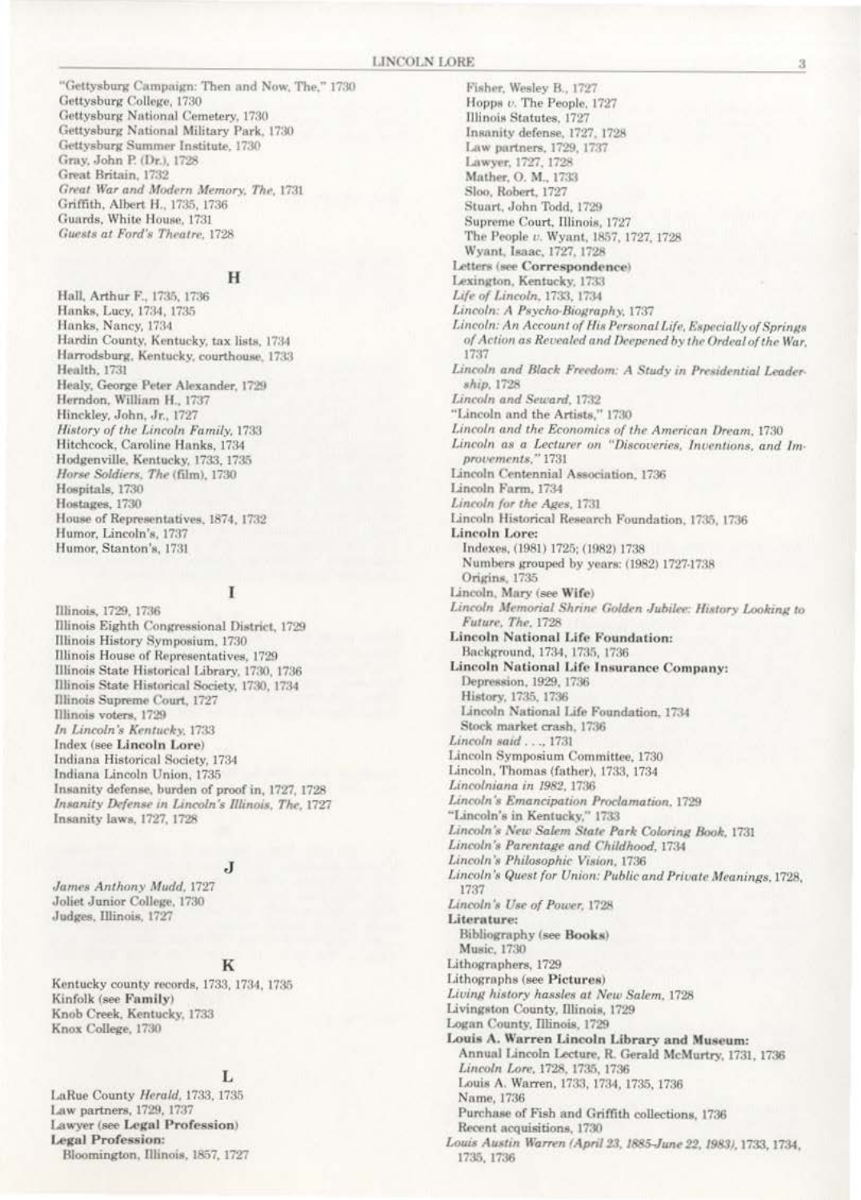"Gettysburg Campaign: Then and Now, The," 1730
Gettysburg College, 1730
Gettysburg National Cemetery, 1730
Gettysburg National Military Park, 1730
Gettysburg Summer Institute, 1730
Gray, John P. (Dr.), 1728
Great Britain, 1732
*Great War and Modern Memory, The*, 1731
Griffith, Albert H., 1735, 1736
Guards, White House, 1731
*Guests at Ford's Theatre*, 1728

## H

Hall, Arthur F., 1735, 1736
Hanks, Lucy, 1734, 1735
Hanks, Nancy, 1734
Hardin County, Kentucky, tax lists, 1734
Harrodsburg, Kentucky, courthouse, 1733
Health, 1731
Healy, George Peter Alexander, 1729
Herndon, William H., 1737
Hinckley, John, Jr., 1727
*History of the Lincoln Family*, 1733
Hitchcock, Caroline Hanks, 1734
Hodgenville, Kentucky, 1733, 1735
*Horse Soldiers, The* (film), 1730
Hospitals, 1730
Hostages, 1730
House of Representatives, 1874, 1732
Humor, Lincoln's, 1737
Humor, Stanton's, 1731

## I

Illinois, 1729, 1736
Illinois Eighth Congressional District, 1729
Illinois History Symposium, 1730
Illinois House of Representatives, 1729
Illinois State Historical Library, 1730, 1736
Illinois State Historical Society, 1730, 1734
Illinois Supreme Court, 1727
Illinois voters, 1729
*In Lincoln's Kentucky*, 1733
Index (see **Lincoln Lore**)
Indiana Historical Society, 1734
Indiana Lincoln Union, 1735
Insanity defense, burden of proof in, 1727, 1728
*Insanity Defense in Lincoln's Illinois, The*, 1727
Insanity laws, 1727, 1728

## J

*James Anthony Mudd*, 1727
Joliet Junior College, 1730
Judges, Illinois, 1727

## K

Kentucky county records, 1733, 1734, 1735
Kinfolk (see **Family**)
Knob Creek, Kentucky, 1733
Knox College, 1730

## L

LaRue County *Herald*, 1733, 1735
Law partners, 1729, 1737
Lawyer (see **Legal Profession**)
**Legal Profession:**
- Bloomington, Illinois, 1857, 1727
- Fisher, Wesley B., 1727
- Hopps *v.* The People, 1727
- Illinois Statutes, 1727
- Insanity defense, 1727, 1728
- Law partners, 1729, 1737
- Lawyer, 1727, 1728
- Mather, O. M., 1733
- Sloo, Robert, 1727
- Stuart, John Todd, 1729
- Supreme Court, Illinois, 1727
- The People *v.* Wyant, 1857, 1727, 1728
- Wyant, Isaac, 1727, 1728

Letters (see **Correspondence**)
Lexington, Kentucky, 1733
*Life of Lincoln*, 1733, 1734
*Lincoln: A Psycho-Biography*, 1737
*Lincoln: An Account of His Personal Life, Especially of Springs of Action as Revealed and Deepened by the Ordeal of the War*, 1737
*Lincoln and Black Freedom: A Study in Presidential Leadership*, 1728
*Lincoln and Seward*, 1732
"Lincoln and the Artists," 1730
*Lincoln and the Economics of the American Dream*, 1730
*Lincoln as a Lecturer on "Discoveries, Inventions, and Improvements,"* 1731
Lincoln Centennial Association, 1736
Lincoln Farm, 1734
*Lincoln for the Ages*, 1731
Lincoln Historical Research Foundation, 1735, 1736
**Lincoln Lore:**
- Indexes, (1981) 1725; (1982) 1738
- Numbers grouped by years: (1982) 1727-1738
- Origins, 1735

Lincoln, Mary (see **Wife**)
*Lincoln Memorial Shrine Golden Jubilee: History Looking to Future, The*, 1728
**Lincoln National Life Foundation:**
- Background, 1734, 1735, 1736

**Lincoln National Life Insurance Company:**
- Depression, 1929, 1736
- History, 1735, 1736
- Lincoln National Life Foundation, 1734
- Stock market crash, 1736

*Lincoln said . . .*, 1731
Lincoln Symposium Committee, 1730
Lincoln, Thomas (father), 1733, 1734
*Lincolniana in 1982*, 1736
*Lincoln's Emancipation Proclamation*, 1729
"Lincoln's in Kentucky," 1733
*Lincoln's New Salem State Park Coloring Book*, 1731
*Lincoln's Parentage and Childhood*, 1734
*Lincoln's Philosophic Vision*, 1736
*Lincoln's Quest for Union: Public and Private Meanings*, 1728, 1737
*Lincoln's Use of Power*, 1728
**Literature:**
- Bibliography (see **Books**)
- Music, 1730

Lithographers, 1729
Lithographs (see **Pictures**)
*Living history hassles at New Salem*, 1728
Livingston County, Illinois, 1729
Logan County, Illinois, 1729
**Louis A. Warren Lincoln Library and Museum:**
- Annual Lincoln Lecture, R. Gerald McMurtry, 1731, 1736
- *Lincoln Lore*, 1728, 1735, 1736
- Louis A. Warren, 1733, 1734, 1735, 1736
- Name, 1736
- Purchase of Fish and Griffith collections, 1736
- Recent acquisitions, 1730

*Louis Austin Warren (April 23, 1885-June 22, 1983)*, 1733, 1734, 1735, 1736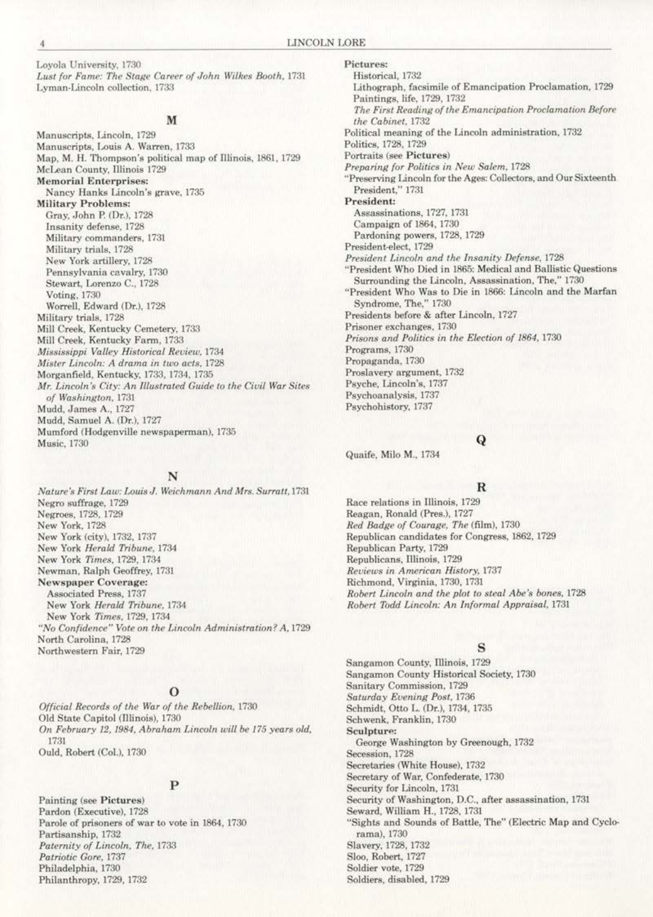Loyola University, 1730
*Lust for Fame: The Stage Career of John Wilkes Booth*, 1731
Lyman-Lincoln collection, 1733

## M

Manuscripts, Lincoln, 1729
Manuscripts, Louis A. Warren, 1733
Map, M. H. Thompson's political map of Illinois, 1861, 1729
McLean County, Illinois 1729
**Memorial Enterprises:**
  Nancy Hanks Lincoln's grave, 1735
**Military Problems:**
  Gray, John P. (Dr.), 1728
  Insanity defense, 1728
  Military commanders, 1731
  Military trials, 1728
  New York artillery, 1728
  Pennsylvania cavalry, 1730
  Stewart, Lorenzo C., 1728
  Voting, 1730
  Worrell, Edward (Dr.), 1728
Military trials, 1728
Mill Creek, Kentucky Cemetery, 1733
Mill Creek, Kentucky Farm, 1733
*Mississippi Valley Historical Review*, 1734
*Mister Lincoln: A drama in two acts*, 1728
Morganfield, Kentucky, 1733, 1734, 1735
*Mr. Lincoln's City: An Illustrated Guide to the Civil War Sites of Washington*, 1731
Mudd, James A., 1727
Mudd, Samuel A. (Dr.), 1727
Mumford (Hodgenville newspaperman), 1735
Music, 1730

## N

*Nature's First Law: Louis J. Weichmann And Mrs. Surratt*, 1731
Negro suffrage, 1729
Negroes, 1728, 1729
New York, 1728
New York (city), 1732, 1737
New York *Herald Tribune*, 1734
New York *Times*, 1729, 1734
Newman, Ralph Geoffrey, 1731
**Newspaper Coverage:**
  Associated Press, 1737
  New York *Herald Tribune*, 1734
  New York *Times*, 1729, 1734
*"No Confidence" Vote on the Lincoln Administration? A*, 1729
North Carolina, 1728
Northwestern Fair, 1729

## O

*Official Records of the War of the Rebellion*, 1730
Old State Capitol (Illinois), 1730
*On February 12, 1984, Abraham Lincoln will be 175 years old*, 1731
Ould, Robert (Col.), 1730

## P

Painting (see **Pictures**)
Pardon (Executive), 1728
Parole of prisoners of war to vote in 1864, 1730
Partisanship, 1732
*Paternity of Lincoln, The*, 1733
*Patriotic Gore*, 1737
Philadelphia, 1730
Philanthropy, 1729, 1732
**Pictures:**
  Historical, 1732
  Lithograph, facsimile of Emancipation Proclamation, 1729
  Paintings, life, 1729, 1732
  *The First Reading of the Emancipation Proclamation Before the Cabinet*, 1732
Political meaning of the Lincoln administration, 1732
Politics, 1728, 1729
Portraits (see **Pictures**)
*Preparing for Politics in New Salem*, 1728
"Preserving Lincoln for the Ages: Collectors, and Our Sixteenth President," 1731
**President:**
  Assassinations, 1727, 1731
  Campaign of 1864, 1730
  Pardoning powers, 1728, 1729
President-elect, 1729
*President Lincoln and the Insanity Defense*, 1728
"President Who Died in 1865: Medical and Ballistic Questions Surrounding the Lincoln, Assassination, The," 1730
"President Who Was to Die in 1866: Lincoln and the Marfan Syndrome, The," 1730
Presidents before & after Lincoln, 1727
Prisoner exchanges, 1730
*Prisons and Politics in the Election of 1864*, 1730
Programs, 1730
Propaganda, 1730
Proslavery argument, 1732
Psyche, Lincoln's, 1737
Psychoanalysis, 1737
Psychohistory, 1737

## Q

Quaife, Milo M., 1734

## R

Race relations in Illinois, 1729
Reagan, Ronald (Pres.), 1727
*Red Badge of Courage, The* (film), 1730
Republican candidates for Congress, 1862, 1729
Republican Party, 1729
Republicans, Illinois, 1729
*Reviews in American History*, 1737
Richmond, Virginia, 1730, 1731
*Robert Lincoln and the plot to steal Abe's bones*, 1728
*Robert Todd Lincoln: An Informal Appraisal*, 1731

## S

Sangamon County, Illinois, 1729
Sangamon County Historical Society, 1730
Sanitary Commission, 1729
*Saturday Evening Post*, 1736
Schmidt, Otto L. (Dr.), 1734, 1735
Schwenk, Franklin, 1730
**Sculpture:**
  George Washington by Greenough, 1732
Secession, 1728
Secretaries (White House), 1732
Secretary of War, Confederate, 1730
Security for Lincoln, 1731
Security of Washington, D.C., after assassination, 1731
Seward, William H., 1728, 1731
"Sights and Sounds of Battle, The" (Electric Map and Cyclorama), 1730
Slavery, 1728, 1732
Sloo, Robert, 1727
Soldier vote, 1729
Soldiers, disabled, 1729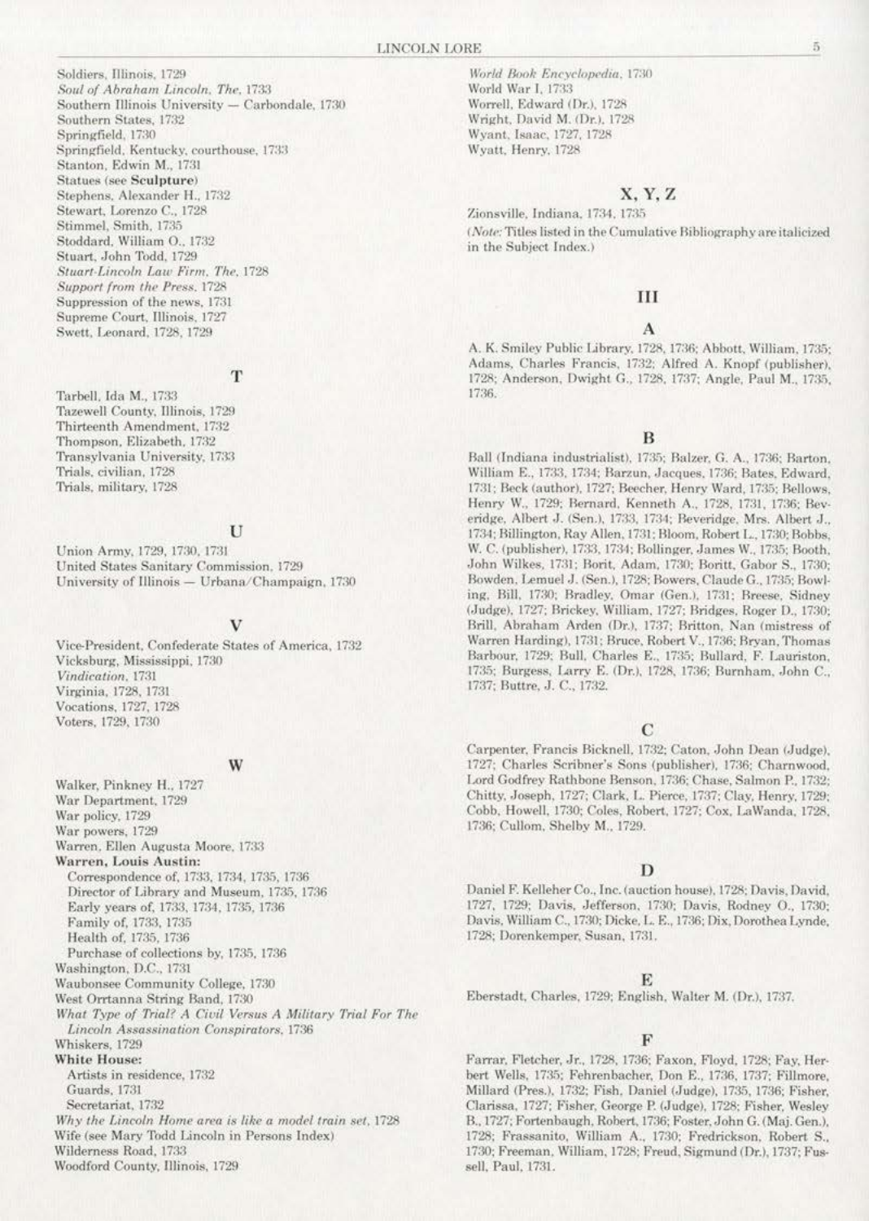Soldiers, Illinois, 1729
*Soul of Abraham Lincoln, The*, 1733
Southern Illinois University — Carbondale, 1730
Southern States, 1732
Springfield, 1730
Springfield, Kentucky, courthouse, 1733
Stanton, Edwin M., 1731
Statues (see **Sculpture**)
Stephens, Alexander H., 1732
Stewart, Lorenzo C., 1728
Stimmel, Smith, 1735
Stoddard, William O., 1732
Stuart, John Todd, 1729
*Stuart-Lincoln Law Firm, The*, 1728
*Support from the Press*, 1728
Suppression of the news, 1731
Supreme Court, Illinois, 1727
Swett, Leonard, 1728, 1729

### T

Tarbell, Ida M., 1733
Tazewell County, Illinois, 1729
Thirteenth Amendment, 1732
Thompson, Elizabeth, 1732
Transylvania University, 1733
Trials, civilian, 1728
Trials, military, 1728

### U

Union Army, 1729, 1730, 1731
United States Sanitary Commission, 1729
University of Illinois — Urbana/Champaign, 1730

### V

Vice-President, Confederate States of America, 1732
Vicksburg, Mississippi, 1730
*Vindication*, 1731
Virginia, 1728, 1731
Vocations, 1727, 1728
Voters, 1729, 1730

### W

Walker, Pinkney H., 1727
War Department, 1729
War policy, 1729
War powers, 1729
Warren, Ellen Augusta Moore, 1733
**Warren, Louis Austin:**
- Correspondence of, 1733, 1734, 1735, 1736
- Director of Library and Museum, 1735, 1736
- Early years of, 1733, 1734, 1735, 1736
- Family of, 1733, 1735
- Health of, 1735, 1736
- Purchase of collections by, 1735, 1736

Washington, D.C., 1731
Waubonsee Community College, 1730
West Orrtanna String Band, 1730
*What Type of Trial? A Civil Versus A Military Trial For The Lincoln Assassination Conspirators*, 1736
Whiskers, 1729
**White House:**
- Artists in residence, 1732
- Guards, 1731
- Secretariat, 1732

*Why the Lincoln Home area is like a model train set*, 1728
Wife (see Mary Todd Lincoln in Persons Index)
Wilderness Road, 1733
Woodford County, Illinois, 1729
*World Book Encyclopedia*, 1730
World War I, 1733
Worrell, Edward (Dr.), 1728
Wright, David M. (Dr.), 1728
Wyant, Isaac, 1727, 1728
Wyatt, Henry, 1728

### X, Y, Z

Zionsville, Indiana, 1734, 1735

(*Note:* Titles listed in the Cumulative Bibliography are italicized in the Subject Index.)

## III

### A

A. K. Smiley Public Library, 1728, 1736; Abbott, William, 1735; Adams, Charles Francis, 1732; Alfred A. Knopf (publisher), 1728; Anderson, Dwight G., 1728, 1737; Angle, Paul M., 1735, 1736.

### B

Ball (Indiana industrialist), 1735; Balzer, G. A., 1736; Barton, William E., 1733, 1734; Barzun, Jacques, 1736; Bates, Edward, 1731; Beck (author), 1727; Beecher, Henry Ward, 1735; Bellows, Henry W., 1729; Bernard, Kenneth A., 1728, 1731, 1736; Beveridge, Albert J. (Sen.), 1733, 1734; Beveridge, Mrs. Albert J., 1734; Billington, Ray Allen, 1731; Bloom, Robert L., 1730; Bobbs, W. C. (publisher), 1733, 1734; Bollinger, James W., 1735; Booth, John Wilkes, 1731; Borit, Adam, 1730; Boritt, Gabor S., 1730; Bowden, Lemuel J. (Sen.), 1728; Bowers, Claude G., 1735; Bowling, Bill, 1730; Bradley, Omar (Gen.), 1731; Breese, Sidney (Judge), 1727; Brickey, William, 1727; Bridges, Roger D., 1730; Brill, Abraham Arden (Dr.), 1737; Britton, Nan (mistress of Warren Harding), 1731; Bruce, Robert V., 1736; Bryan, Thomas Barbour, 1729; Bull, Charles E., 1735; Bullard, F. Lauriston, 1735; Burgess, Larry E. (Dr.), 1728, 1736; Burnham, John C., 1737; Buttre, J. C., 1732.

### C

Carpenter, Francis Bicknell, 1732; Caton, John Dean (Judge), 1727; Charles Scribner's Sons (publisher), 1736; Charnwood, Lord Godfrey Rathbone Benson, 1736; Chase, Salmon P., 1732; Chitty, Joseph, 1727; Clark, L. Pierce, 1737; Clay, Henry, 1729; Cobb, Howell, 1730; Coles, Robert, 1727; Cox, LaWanda, 1728, 1736; Cullom, Shelby M., 1729.

### D

Daniel F. Kelleher Co., Inc. (auction house), 1728; Davis, David, 1727, 1729; Davis, Jefferson, 1730; Davis, Rodney O., 1730; Davis, William C., 1730; Dicke, L. E., 1736; Dix, Dorothea Lynde, 1728; Dorenkemper, Susan, 1731.

### E

Eberstadt, Charles, 1729; English, Walter M. (Dr.), 1737.

### F

Farrar, Fletcher, Jr., 1728, 1736; Faxon, Floyd, 1728; Fay, Herbert Wells, 1735; Fehrenbacher, Don E., 1736, 1737; Fillmore, Millard (Pres.), 1732; Fish, Daniel (Judge), 1735, 1736; Fisher, Clarissa, 1727; Fisher, George P. (Judge), 1728; Fisher, Wesley B., 1727; Fortenbaugh, Robert, 1736; Foster, John G. (Maj. Gen.), 1728; Frassanito, William A., 1730; Fredrickson, Robert S., 1730; Freeman, William, 1728; Freud, Sigmund (Dr.), 1737; Fussell, Paul, 1731.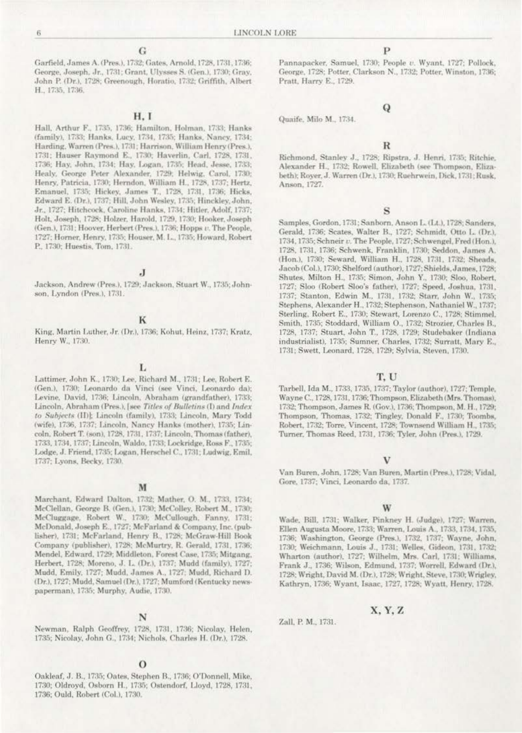## G

Garfield, James A. (Pres.), 1732; Gates, Arnold, 1728, 1731, 1736; George, Joseph, Jr., 1731; Grant, Ulysses S. (Gen.), 1730; Gray, John P. (Dr.), 1728; Greenough, Horatio, 1732; Griffith, Albert H., 1735, 1736.

## H, I

Hall, Arthur F., 1735, 1736; Hamilton, Holman, 1733; Hanks (family), 1733; Hanks, Lucy, 1734, 1735; Hanks, Nancy, 1734; Harding, Warren (Pres.), 1731; Harrison, William Henry (Pres.), 1731; Hauser Raymond E., 1730; Haverlin, Carl, 1728, 1731, 1736; Hay, John, 1734; Hay, Logan, 1735; Head, Jesse, 1733; Healy, George Peter Alexander, 1729; Helwig, Carol, 1730; Henry, Patricia, 1730; Herndon, William H., 1728, 1737; Hertz, Emanuel, 1735; Hickey, James T., 1728, 1731, 1736; Hicks, Edward E. (Dr.), 1737; Hill, John Wesley, 1735; Hinckley, John, Jr., 1727; Hitchcock, Caroline Hanks, 1734; Hitler, Adolf, 1737; Holt, Joseph, 1728; Holzer, Harold, 1729, 1730; Hooker, Joseph (Gen.), 1731; Hoover, Herbert (Pres.), 1736; Hopps *v.* The People, 1727; Horner, Henry, 1735; Houser, M. L., 1735; Howard, Robert P., 1730; Huestis, Tom, 1731.

## J

Jackson, Andrew (Pres.), 1729; Jackson, Stuart W., 1735; Johnson, Lyndon (Pres.), 1731.

## K

King, Martin Luther, Jr. (Dr.), 1736; Kohut, Heinz, 1737; Kratz, Henry W., 1730.

## L

Lattimer, John K., 1730; Lee, Richard M., 1731; Lee, Robert E. (Gen.), 1730; Leonardo da Vinci (see Vinci, Leonardo da); Levine, David, 1736; Lincoln, Abraham (grandfather), 1733; Lincoln, Abraham (Pres.), [see *Titles of Bulletins* (I) and *Index to Subjects* (II)]; Lincoln (family), 1733; Lincoln, Mary Todd (wife), 1736, 1737; Lincoln, Nancy Hanks (mother), 1735; Lincoln, Robert T. (son), 1728, 1731, 1737; Lincoln, Thomas (father), 1733, 1734, 1737; Lincoln, Waldo, 1733; Lockridge, Ross F., 1735; Lodge, J. Friend, 1735; Logan, Herschel C., 1731; Ludwig, Emil, 1737; Lyons, Becky, 1730.

## M

Marchant, Edward Dalton, 1732; Mather, O. M., 1733, 1734; McClellan, George B. (Gen.), 1730; McColley, Robert M., 1730; McCluggage, Robert W., 1730; McCullough, Fanny, 1731; McDonald, Joseph E., 1727; McFarland & Company, Inc. (publisher), 1731; McFarland, Henry B., 1728; McGraw-Hill Book Company (publisher), 1728; McMurtry, R. Gerald, 1731, 1736; Mendel, Edward, 1729; Middleton, Forest Case, 1735; Mitgang, Herbert, 1728; Moreno, J. L. (Dr.), 1737; Mudd (family), 1727; Mudd, Emily, 1727; Mudd, James A., 1727; Mudd, Richard D. (Dr.), 1727; Mudd, Samuel (Dr.), 1727; Mumford (Kentucky newspaperman), 1735; Murphy, Audie, 1730.

## N

Newman, Ralph Geoffrey, 1728, 1731, 1736; Nicolay, Helen, 1735; Nicolay, John G., 1734; Nichols, Charles H. (Dr.), 1728.

## O

Oakleaf, J. B., 1735; Oates, Stephen B., 1736; O'Donnell, Mike, 1730; Oldroyd, Osborn H., 1735; Ostendorf, Lloyd, 1728, 1731, 1736; Ould, Robert (Col.), 1730.

## P

Pannapacker, Samuel, 1730; People *v.* Wyant, 1727; Pollock, George, 1728; Potter, Clarkson N., 1732; Potter, Winston, 1736; Pratt, Harry E., 1729.

## Q

Quaife, Milo M., 1734.

## R

Richmond, Stanley J., 1728; Ripstra, J. Henri, 1735; Ritchie, Alexander H., 1732; Rowell, Elizabeth (see Thompson, Elizabeth); Royer, J. Warren (Dr.), 1730; Ruehrwein, Dick, 1731; Rusk, Anson, 1727.

## S

Samples, Gordon, 1731; Sanborn, Anson L. (Lt.), 1728; Sanders, Gerald, 1736; Scates, Walter B., 1727; Schmidt, Otto L. (Dr.), 1734, 1735; Schneir *v.* The People, 1727; Schwengel, Fred (Hon.), 1728, 1731, 1736; Schwenk, Franklin, 1730; Seddon, James A. (Hon.), 1730; Seward, William H., 1728, 1731, 1732; Sheads, Jacob (Col.), 1730; Shelford (author), 1727; Shields, James, 1728; Shutes, Milton H., 1735; Simon, John Y., 1730; Sloo, Robert, 1727; Sloo (Robert Sloo's father), 1727; Speed, Joshua, 1731, 1737; Stanton, Edwin M., 1731, 1732; Starr, John W., 1735; Stephens, Alexander H., 1732; Stephenson, Nathaniel W., 1737; Sterling, Robert E., 1730; Stewart, Lorenzo C., 1728; Stimmel, Smith, 1735; Stoddard, William O., 1732; Strozier, Charles B., 1728, 1737; Stuart, John T., 1728, 1729; Studebaker (Indiana industrialist), 1735; Sumner, Charles, 1732; Surratt, Mary E., 1731; Swett, Leonard, 1728, 1729; Sylvia, Steven, 1730.

## T, U

Tarbell, Ida M., 1733, 1735, 1737; Taylor (author), 1727; Temple, Wayne C., 1728, 1731, 1736; Thompson, Elizabeth (Mrs. Thomas), 1732; Thompson, James R. (Gov.), 1736; Thompson, M. H., 1729; Thompson, Thomas, 1732; Tingley, Donald F., 1730; Toombs, Robert, 1732; Torre, Vincent, 1728; Townsend William H., 1735; Turner, Thomas Reed, 1731, 1736; Tyler, John (Pres.), 1729.

## V

Van Buren, John, 1728; Van Buren, Martin (Pres.), 1728; Vidal, Gore, 1737; Vinci, Leonardo da, 1737.

## W

Wade, Bill, 1731; Walker, Pinkney H. (Judge), 1727; Warren, Ellen Augusta Moore, 1733; Warren, Louis A., 1733, 1734, 1735, 1736; Washington, George (Pres.), 1732, 1737; Wayne, John, 1730; Weichmann, Louis J., 1731; Welles, Gideon, 1731, 1732; Wharton (author), 1727; Wilhelm, Mrs. Carl, 1731; Williams, Frank J., 1736; Wilson, Edmund, 1737; Worrell, Edward (Dr.), 1728; Wright, David M. (Dr.), 1728; Wright, Steve, 1730; Wrigley, Kathryn, 1736; Wyant, Isaac, 1727, 1728; Wyatt, Henry, 1728.

## X, Y, Z

Zall, P. M., 1731.